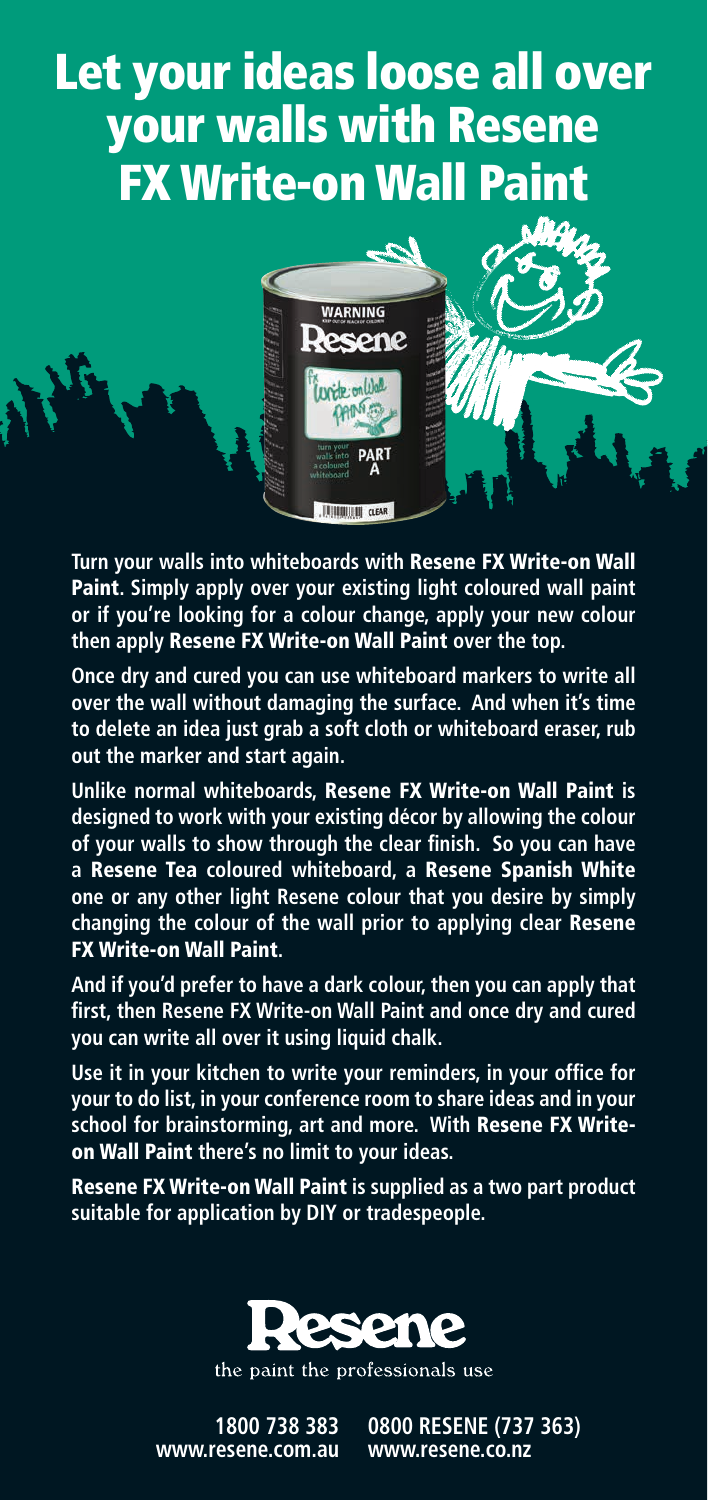# Let your ideas loose all over your walls with Resene FX Write-on Wall Paint

**Turn your walls into whiteboards with Resene FX Write-on Wall Paint. Simply apply over your existing light coloured wall paint or if you're looking for a colour change, apply your new colour then apply Resene FX Write-on Wall Paint over the top.**

**Once dry and cured you can use whiteboard markers to write all over the wall without damaging the surface. And when it's time to delete an idea just grab a soft cloth or whiteboard eraser, rub out the marker and start again.**

**Unlike normal whiteboards, Resene FX Write-on Wall Paint is designed to work with your existing décor by allowing the colour of your walls to show through the clear finish. So you can have a Resene Tea coloured whiteboard, a Resene Spanish White one or any other light Resene colour that you desire by simply changing the colour of the wall prior to applying clear Resene FX Write-on Wall Paint.**

**And if you'd prefer to have a dark colour, then you can apply that first, then Resene FX Write-on Wall Paint and once dry and cured you can write all over it using liquid chalk.**

**Use it in your kitchen to write your reminders, in your office for your to do list, in your conference room to share ideas and in your school for brainstorming, art and more. With Resene FX Write-on Wall Paint there's no limit to your ideas.**

**Resene FX Write-on Wall Paint is supplied as a two part product suitable for application by DIY or tradespeople.**

**Resene**

the paint the professionals use

**1800 738 383**
**www.resene.com.au**

**0800 RESENE (737 363)**
**www.resene.co.nz**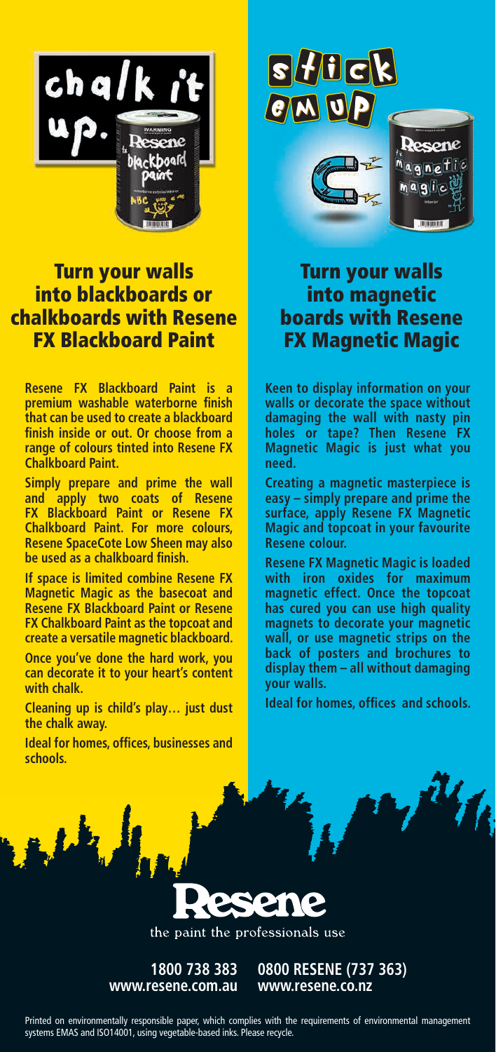chalk it up.

## Turn your walls into blackboards or chalkboards with Resene FX Blackboard Paint

**Resene FX Blackboard Paint is a premium washable waterborne finish that can be used to create a blackboard finish inside or out. Or choose from a range of colours tinted into Resene FX Chalkboard Paint.**

**Simply prepare and prime the wall and apply two coats of Resene FX Blackboard Paint or Resene FX Chalkboard Paint. For more colours, Resene SpaceCote Low Sheen may also be used as a chalkboard finish.**

**If space is limited combine Resene FX Magnetic Magic as the basecoat and Resene FX Blackboard Paint or Resene FX Chalkboard Paint as the topcoat and create a versatile magnetic blackboard.**

**Once you've done the hard work, you can decorate it to your heart's content with chalk.**

**Cleaning up is child's play… just dust the chalk away.**

**Ideal for homes, offices, businesses and schools.**

stick 'em up

## Turn your walls into magnetic boards with Resene FX Magnetic Magic

**Keen to display information on your walls or decorate the space without damaging the wall with nasty pin holes or tape? Then Resene FX Magnetic Magic is just what you need.**

**Creating a magnetic masterpiece is easy – simply prepare and prime the surface, apply Resene FX Magnetic Magic and topcoat in your favourite Resene colour.**

**Resene FX Magnetic Magic is loaded with iron oxides for maximum magnetic effect. Once the topcoat has cured you can use high quality magnets to decorate your magnetic wall, or use magnetic strips on the back of posters and brochures to display them – all without damaging your walls.**

**Ideal for homes, offices and schools.**

**Resene**

the paint the professionals use

**1800 738 383**
**www.resene.com.au**

**0800 RESENE (737 363)**
**www.resene.co.nz**

Printed on environmentally responsible paper, which complies with the requirements of environmental management systems EMAS and ISO14001, using vegetable-based inks. Please recycle.